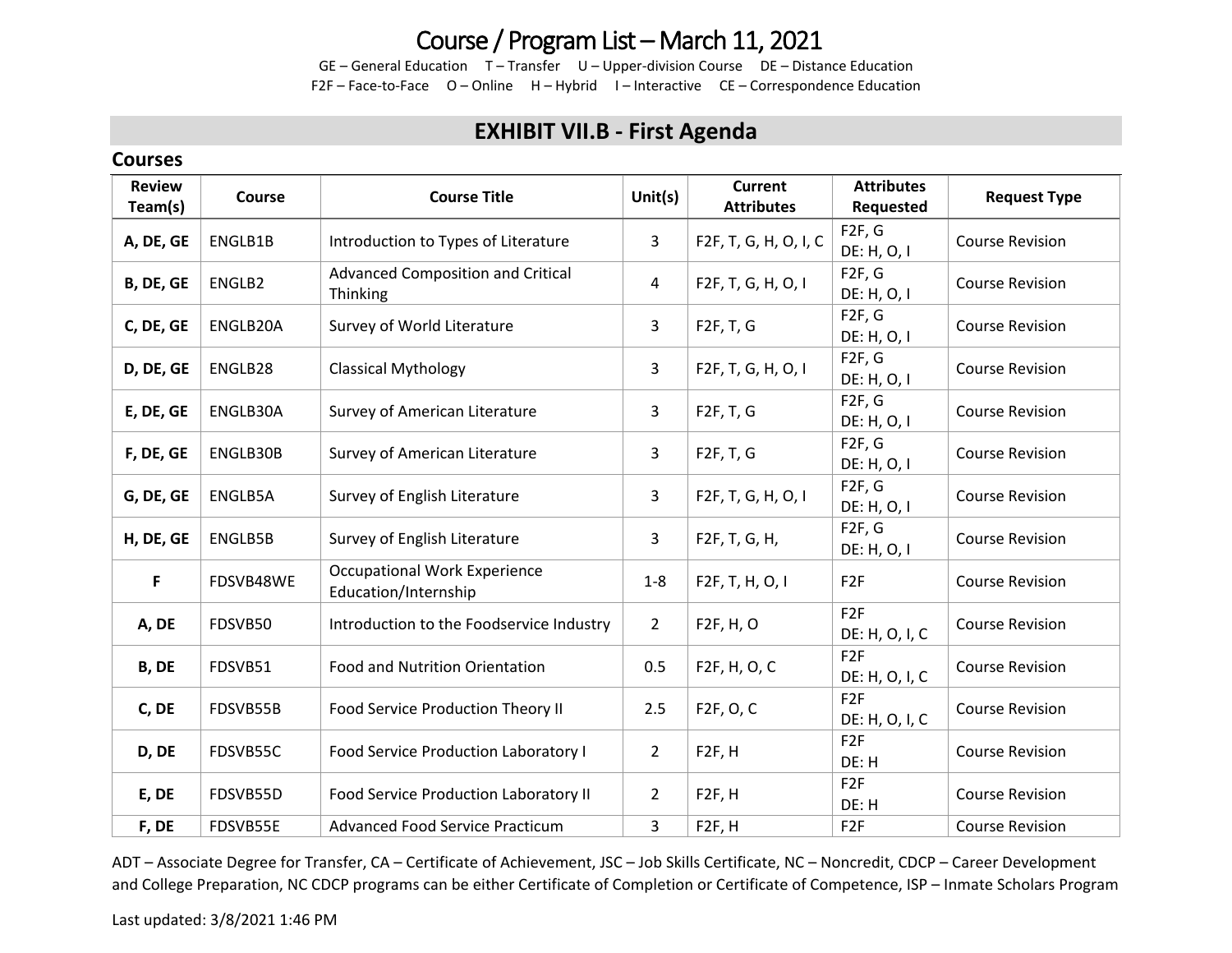# Course / Program List – March 11, 2021

GE – General Education T – Transfer U – Upper-division Course DE – Distance Education
F2F – Face-to-Face O – Online H – Hybrid I – Interactive CE – Correspondence Education

## EXHIBIT VII.B - First Agenda

### Courses

| Review Team(s) | Course | Course Title | Unit(s) | Current Attributes | Attributes Requested | Request Type |
|---|---|---|---|---|---|---|
| **A, DE, GE** | ENGLB1B | Introduction to Types of Literature | 3 | F2F, T, G, H, O, I, C | F2F, G<br>DE: H, O, I | Course Revision |
| **B, DE, GE** | ENGLB2 | Advanced Composition and Critical Thinking | 4 | F2F, T, G, H, O, I | F2F, G<br>DE: H, O, I | Course Revision |
| **C, DE, GE** | ENGLB20A | Survey of World Literature | 3 | F2F, T, G | F2F, G<br>DE: H, O, I | Course Revision |
| **D, DE, GE** | ENGLB28 | Classical Mythology | 3 | F2F, T, G, H, O, I | F2F, G<br>DE: H, O, I | Course Revision |
| **E, DE, GE** | ENGLB30A | Survey of American Literature | 3 | F2F, T, G | F2F, G<br>DE: H, O, I | Course Revision |
| **F, DE, GE** | ENGLB30B | Survey of American Literature | 3 | F2F, T, G | F2F, G<br>DE: H, O, I | Course Revision |
| **G, DE, GE** | ENGLB5A | Survey of English Literature | 3 | F2F, T, G, H, O, I | F2F, G<br>DE: H, O, I | Course Revision |
| **H, DE, GE** | ENGLB5B | Survey of English Literature | 3 | F2F, T, G, H, | F2F, G<br>DE: H, O, I | Course Revision |
| **F** | FDSVB48WE | Occupational Work Experience Education/Internship | 1-8 | F2F, T, H, O, I | F2F | Course Revision |
| **A, DE** | FDSVB50 | Introduction to the Foodservice Industry | 2 | F2F, H, O | F2F<br>DE: H, O, I, C | Course Revision |
| **B, DE** | FDSVB51 | Food and Nutrition Orientation | 0.5 | F2F, H, O, C | F2F<br>DE: H, O, I, C | Course Revision |
| **C, DE** | FDSVB55B | Food Service Production Theory II | 2.5 | F2F, O, C | F2F<br>DE: H, O, I, C | Course Revision |
| **D, DE** | FDSVB55C | Food Service Production Laboratory I | 2 | F2F, H | F2F<br>DE: H | Course Revision |
| **E, DE** | FDSVB55D | Food Service Production Laboratory II | 2 | F2F, H | F2F<br>DE: H | Course Revision |
| **F, DE** | FDSVB55E | Advanced Food Service Practicum | 3 | F2F, H | F2F | Course Revision |

ADT – Associate Degree for Transfer, CA – Certificate of Achievement, JSC – Job Skills Certificate, NC – Noncredit, CDCP – Career Development and College Preparation, NC CDCP programs can be either Certificate of Completion or Certificate of Competence, ISP – Inmate Scholars Program

Last updated: 3/8/2021 1:46 PM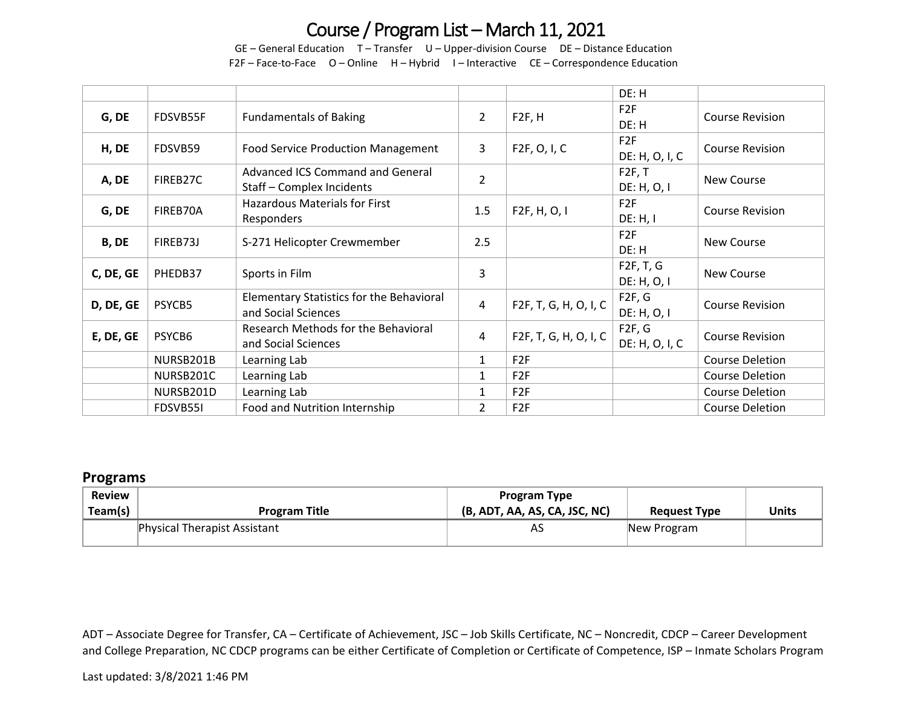# Course / Program List – March 11, 2021

GE – General Education T – Transfer U – Upper-division Course DE – Distance Education
F2F – Face-to-Face O – Online H – Hybrid I – Interactive CE – Correspondence Education

| | | | | | | |
|---|---|---|---|---|---|---|
| | | | | | DE: H | |
| **G, DE** | FDSVB55F | Fundamentals of Baking | 2 | F2F, H | F2F<br>DE: H | Course Revision |
| **H, DE** | FDSVB59 | Food Service Production Management | 3 | F2F, O, I, C | F2F<br>DE: H, O, I, C | Course Revision |
| **A, DE** | FIREB27C | Advanced ICS Command and General Staff – Complex Incidents | 2 | | F2F, T<br>DE: H, O, I | New Course |
| **G, DE** | FIREB70A | Hazardous Materials for First Responders | 1.5 | F2F, H, O, I | F2F<br>DE: H, I | Course Revision |
| **B, DE** | FIREB73J | S-271 Helicopter Crewmember | 2.5 | | F2F<br>DE: H | New Course |
| **C, DE, GE** | PHEDB37 | Sports in Film | 3 | | F2F, T, G<br>DE: H, O, I | New Course |
| **D, DE, GE** | PSYCB5 | Elementary Statistics for the Behavioral and Social Sciences | 4 | F2F, T, G, H, O, I, C | F2F, G<br>DE: H, O, I | Course Revision |
| **E, DE, GE** | PSYCB6 | Research Methods for the Behavioral and Social Sciences | 4 | F2F, T, G, H, O, I, C | F2F, G<br>DE: H, O, I, C | Course Revision |
| | NURSB201B | Learning Lab | 1 | F2F | | Course Deletion |
| | NURSB201C | Learning Lab | 1 | F2F | | Course Deletion |
| | NURSB201D | Learning Lab | 1 | F2F | | Course Deletion |
| | FDSVB55I | Food and Nutrition Internship | 2 | F2F | | Course Deletion |

## Programs

| Review Team(s) | Program Title | Program Type (B, ADT, AA, AS, CA, JSC, NC) | Request Type | Units |
|---|---|---|---|---|
| | Physical Therapist Assistant | AS | New Program | |

ADT – Associate Degree for Transfer, CA – Certificate of Achievement, JSC – Job Skills Certificate, NC – Noncredit, CDCP – Career Development and College Preparation, NC CDCP programs can be either Certificate of Completion or Certificate of Competence, ISP – Inmate Scholars Program

Last updated: 3/8/2021 1:46 PM